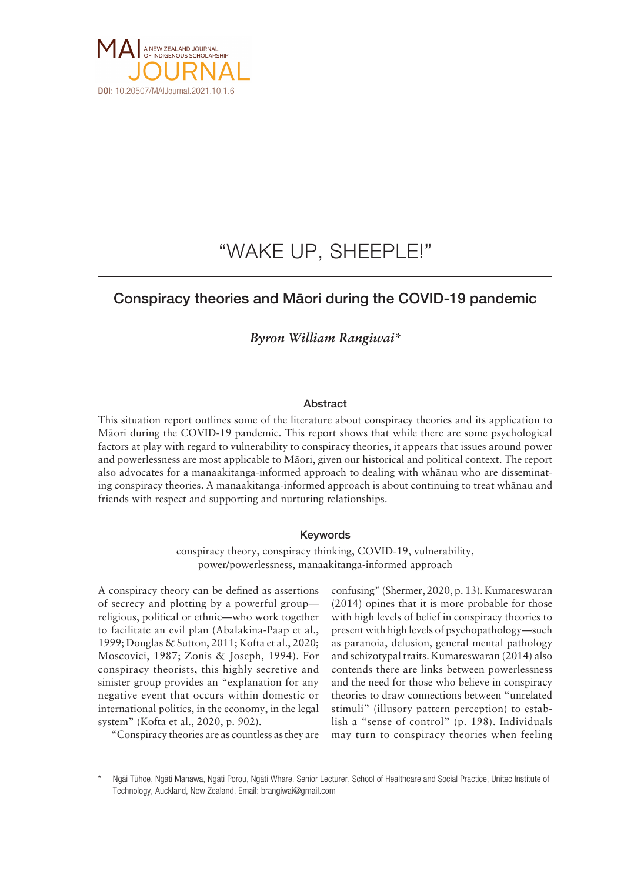# "WAKE UP, SHEEPLE!"

## Conspiracy theories and Māori during the COVID-19 pandemic

*Byron William Rangiwai**

### Abstract

This situation report outlines some of the literature about conspiracy theories and its application to Māori during the COVID-19 pandemic. This report shows that while there are some psychological factors at play with regard to vulnerability to conspiracy theories, it appears that issues around power and powerlessness are most applicable to Māori, given our historical and political context. The report also advocates for a manaakitanga-informed approach to dealing with whānau who are disseminating conspiracy theories. A manaakitanga-informed approach is about continuing to treat whānau and friends with respect and supporting and nurturing relationships.

### Keywords

conspiracy theory, conspiracy thinking, COVID-19, vulnerability, power/powerlessness, manaakitanga-informed approach

A conspiracy theory can be defined as assertions of secrecy and plotting by a powerful group—religious, political or ethnic—who work together to facilitate an evil plan (Abalakina-Paap et al., 1999; Douglas & Sutton, 2011; Kofta et al., 2020; Moscovici, 1987; Zonis & Joseph, 1994). For conspiracy theorists, this highly secretive and sinister group provides an "explanation for any negative event that occurs within domestic or international politics, in the economy, in the legal system" (Kofta et al., 2020, p. 902).

"Conspiracy theories are as countless as they are confusing" (Shermer, 2020, p. 13). Kumareswaran (2014) opines that it is more probable for those with high levels of belief in conspiracy theories to present with high levels of psychopathology—such as paranoia, delusion, general mental pathology and schizotypal traits. Kumareswaran (2014) also contends there are links between powerlessness and the need for those who believe in conspiracy theories to draw connections between "unrelated stimuli" (illusory pattern perception) to establish a "sense of control" (p. 198). Individuals may turn to conspiracy theories when feeling

\* Ngāi Tūhoe, Ngāti Manawa, Ngāti Porou, Ngāti Whare. Senior Lecturer, School of Healthcare and Social Practice, Unitec Institute of Technology, Auckland, New Zealand. Email: brangiwai@gmail.com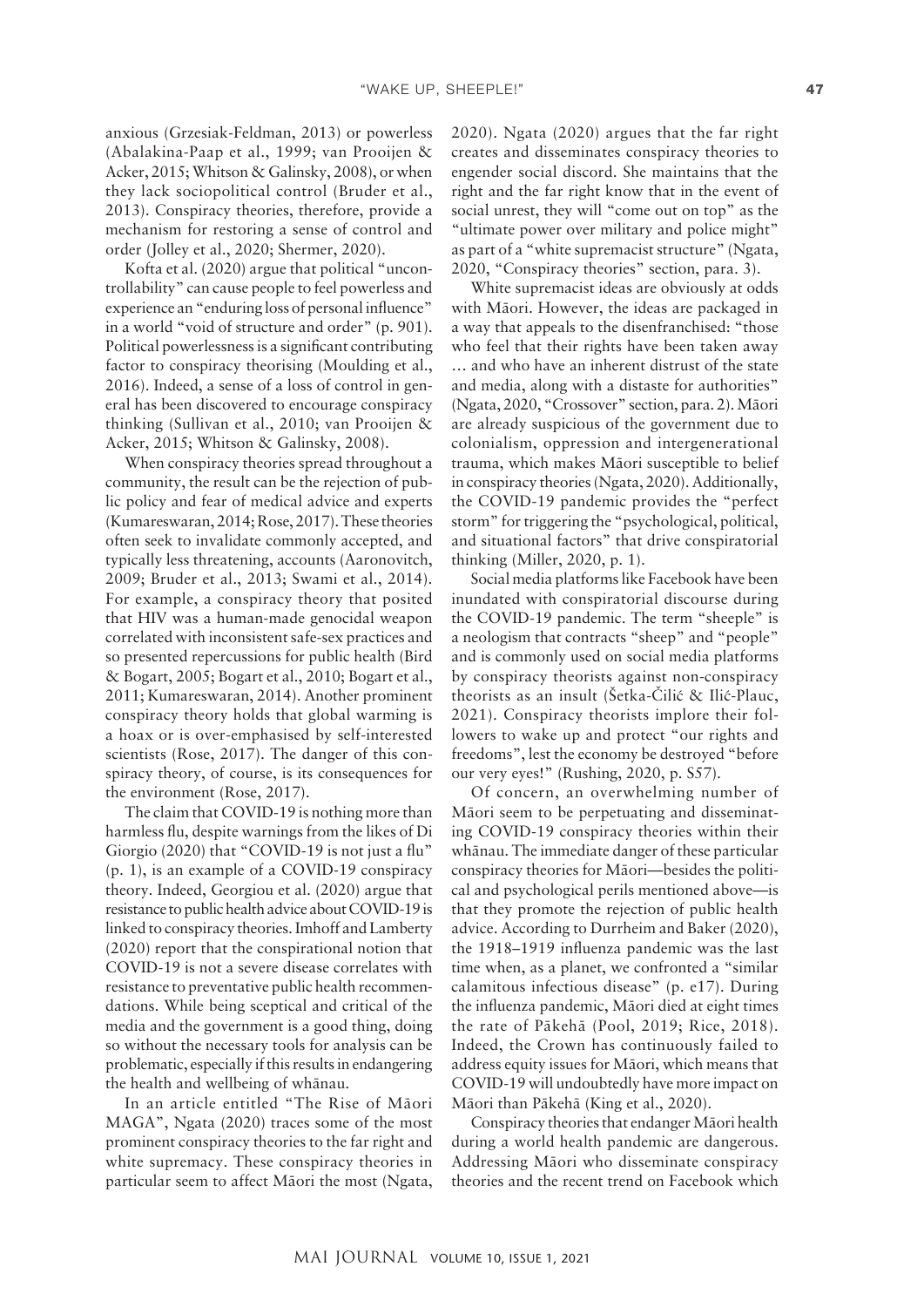anxious (Grzesiak-Feldman, 2013) or powerless (Abalakina-Paap et al., 1999; van Prooijen & Acker, 2015; Whitson & Galinsky, 2008), or when they lack sociopolitical control (Bruder et al., 2013). Conspiracy theories, therefore, provide a mechanism for restoring a sense of control and order (Jolley et al., 2020; Shermer, 2020).

Kofta et al. (2020) argue that political "uncontrollability" can cause people to feel powerless and experience an "enduring loss of personal influence" in a world "void of structure and order" (p. 901). Political powerlessness is a significant contributing factor to conspiracy theorising (Moulding et al., 2016). Indeed, a sense of a loss of control in general has been discovered to encourage conspiracy thinking (Sullivan et al., 2010; van Prooijen & Acker, 2015; Whitson & Galinsky, 2008).

When conspiracy theories spread throughout a community, the result can be the rejection of public policy and fear of medical advice and experts (Kumareswaran, 2014; Rose, 2017). These theories often seek to invalidate commonly accepted, and typically less threatening, accounts (Aaronovitch, 2009; Bruder et al., 2013; Swami et al., 2014). For example, a conspiracy theory that posited that HIV was a human-made genocidal weapon correlated with inconsistent safe-sex practices and so presented repercussions for public health (Bird & Bogart, 2005; Bogart et al., 2010; Bogart et al., 2011; Kumareswaran, 2014). Another prominent conspiracy theory holds that global warming is a hoax or is over-emphasised by self-interested scientists (Rose, 2017). The danger of this conspiracy theory, of course, is its consequences for the environment (Rose, 2017).

The claim that COVID-19 is nothing more than harmless flu, despite warnings from the likes of Di Giorgio (2020) that "COVID-19 is not just a flu" (p. 1), is an example of a COVID-19 conspiracy theory. Indeed, Georgiou et al. (2020) argue that resistance to public health advice about COVID-19 is linked to conspiracy theories. Imhoff and Lamberty (2020) report that the conspirational notion that COVID-19 is not a severe disease correlates with resistance to preventative public health recommendations. While being sceptical and critical of the media and the government is a good thing, doing so without the necessary tools for analysis can be problematic, especially if this results in endangering the health and wellbeing of whānau.

In an article entitled "The Rise of Māori MAGA", Ngata (2020) traces some of the most prominent conspiracy theories to the far right and white supremacy. These conspiracy theories in particular seem to affect Māori the most (Ngata, 2020). Ngata (2020) argues that the far right creates and disseminates conspiracy theories to engender social discord. She maintains that the right and the far right know that in the event of social unrest, they will "come out on top" as the "ultimate power over military and police might" as part of a "white supremacist structure" (Ngata, 2020, "Conspiracy theories" section, para. 3).

White supremacist ideas are obviously at odds with Māori. However, the ideas are packaged in a way that appeals to the disenfranchised: "those who feel that their rights have been taken away … and who have an inherent distrust of the state and media, along with a distaste for authorities" (Ngata, 2020, "Crossover" section, para. 2). Māori are already suspicious of the government due to colonialism, oppression and intergenerational trauma, which makes Māori susceptible to belief in conspiracy theories (Ngata, 2020). Additionally, the COVID-19 pandemic provides the "perfect storm" for triggering the "psychological, political, and situational factors" that drive conspiratorial thinking (Miller, 2020, p. 1).

Social media platforms like Facebook have been inundated with conspiratorial discourse during the COVID-19 pandemic. The term "sheeple" is a neologism that contracts "sheep" and "people" and is commonly used on social media platforms by conspiracy theorists against non-conspiracy theorists as an insult (Šetka-Čilić & Ilić-Plauc, 2021). Conspiracy theorists implore their followers to wake up and protect "our rights and freedoms", lest the economy be destroyed "before our very eyes!" (Rushing, 2020, p. S57).

Of concern, an overwhelming number of Māori seem to be perpetuating and disseminating COVID-19 conspiracy theories within their whānau. The immediate danger of these particular conspiracy theories for Māori—besides the political and psychological perils mentioned above—is that they promote the rejection of public health advice. According to Durrheim and Baker (2020), the 1918–1919 influenza pandemic was the last time when, as a planet, we confronted a "similar calamitous infectious disease" (p. e17). During the influenza pandemic, Māori died at eight times the rate of Pākehā (Pool, 2019; Rice, 2018). Indeed, the Crown has continuously failed to address equity issues for Māori, which means that COVID-19 will undoubtedly have more impact on Māori than Pākehā (King et al., 2020).

Conspiracy theories that endanger Māori health during a world health pandemic are dangerous. Addressing Māori who disseminate conspiracy theories and the recent trend on Facebook which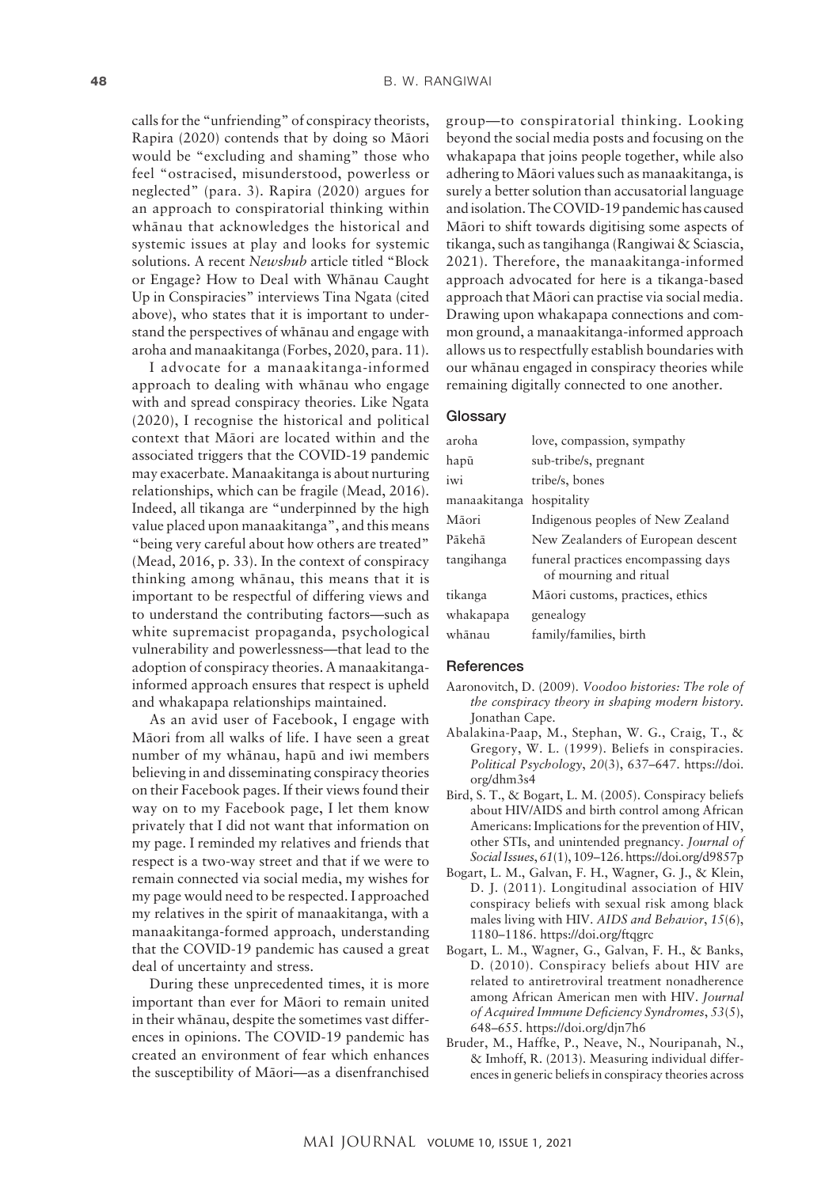calls for the "unfriending" of conspiracy theorists, Rapira (2020) contends that by doing so Māori would be "excluding and shaming" those who feel "ostracised, misunderstood, powerless or neglected" (para. 3). Rapira (2020) argues for an approach to conspiratorial thinking within whānau that acknowledges the historical and systemic issues at play and looks for systemic solutions. A recent *Newshub* article titled "Block or Engage? How to Deal with Whānau Caught Up in Conspiracies" interviews Tina Ngata (cited above), who states that it is important to understand the perspectives of whānau and engage with aroha and manaakitanga (Forbes, 2020, para. 11).

I advocate for a manaakitanga-informed approach to dealing with whānau who engage with and spread conspiracy theories. Like Ngata (2020), I recognise the historical and political context that Māori are located within and the associated triggers that the COVID-19 pandemic may exacerbate. Manaakitanga is about nurturing relationships, which can be fragile (Mead, 2016). Indeed, all tikanga are "underpinned by the high value placed upon manaakitanga", and this means "being very careful about how others are treated" (Mead, 2016, p. 33). In the context of conspiracy thinking among whānau, this means that it is important to be respectful of differing views and to understand the contributing factors—such as white supremacist propaganda, psychological vulnerability and powerlessness—that lead to the adoption of conspiracy theories. A manaakitanga-informed approach ensures that respect is upheld and whakapapa relationships maintained.

As an avid user of Facebook, I engage with Māori from all walks of life. I have seen a great number of my whānau, hapū and iwi members believing in and disseminating conspiracy theories on their Facebook pages. If their views found their way on to my Facebook page, I let them know privately that I did not want that information on my page. I reminded my relatives and friends that respect is a two-way street and that if we were to remain connected via social media, my wishes for my page would need to be respected. I approached my relatives in the spirit of manaakitanga, with a manaakitanga-formed approach, understanding that the COVID-19 pandemic has caused a great deal of uncertainty and stress.

During these unprecedented times, it is more important than ever for Māori to remain united in their whānau, despite the sometimes vast differences in opinions. The COVID-19 pandemic has created an environment of fear which enhances the susceptibility of Māori—as a disenfranchised group—to conspiratorial thinking. Looking beyond the social media posts and focusing on the whakapapa that joins people together, while also adhering to Māori values such as manaakitanga, is surely a better solution than accusatorial language and isolation. The COVID-19 pandemic has caused Māori to shift towards digitising some aspects of tikanga, such as tangihanga (Rangiwai & Sciascia, 2021). Therefore, the manaakitanga-informed approach advocated for here is a tikanga-based approach that Māori can practise via social media. Drawing upon whakapapa connections and common ground, a manaakitanga-informed approach allows us to respectfully establish boundaries with our whānau engaged in conspiracy theories while remaining digitally connected to one another.

## Glossary

| | |
|---|---|
| aroha | love, compassion, sympathy |
| hapū | sub-tribe/s, pregnant |
| iwi | tribe/s, bones |
| manaakitanga | hospitality |
| Māori | Indigenous peoples of New Zealand |
| Pākehā | New Zealanders of European descent |
| tangihanga | funeral practices encompassing days of mourning and ritual |
| tikanga | Māori customs, practices, ethics |
| whakapapa | genealogy |
| whānau | family/families, birth |

## References

Aaronovitch, D. (2009). *Voodoo histories: The role of the conspiracy theory in shaping modern history.* Jonathan Cape.

Abalakina-Paap, M., Stephan, W. G., Craig, T., & Gregory, W. L. (1999). Beliefs in conspiracies. *Political Psychology*, *20*(3), 637–647. https://doi.org/dhm3s4

Bird, S. T., & Bogart, L. M. (2005). Conspiracy beliefs about HIV/AIDS and birth control among African Americans: Implications for the prevention of HIV, other STIs, and unintended pregnancy. *Journal of Social Issues*, *61*(1), 109–126. https://doi.org/d9857p

Bogart, L. M., Galvan, F. H., Wagner, G. J., & Klein, D. J. (2011). Longitudinal association of HIV conspiracy beliefs with sexual risk among black males living with HIV. *AIDS and Behavior*, *15*(6), 1180–1186. https://doi.org/ftqgrc

Bogart, L. M., Wagner, G., Galvan, F. H., & Banks, D. (2010). Conspiracy beliefs about HIV are related to antiretroviral treatment nonadherence among African American men with HIV. *Journal of Acquired Immune Deficiency Syndromes*, *53*(5), 648–655. https://doi.org/djn7h6

Bruder, M., Haffke, P., Neave, N., Nouripanah, N., & Imhoff, R. (2013). Measuring individual differences in generic beliefs in conspiracy theories across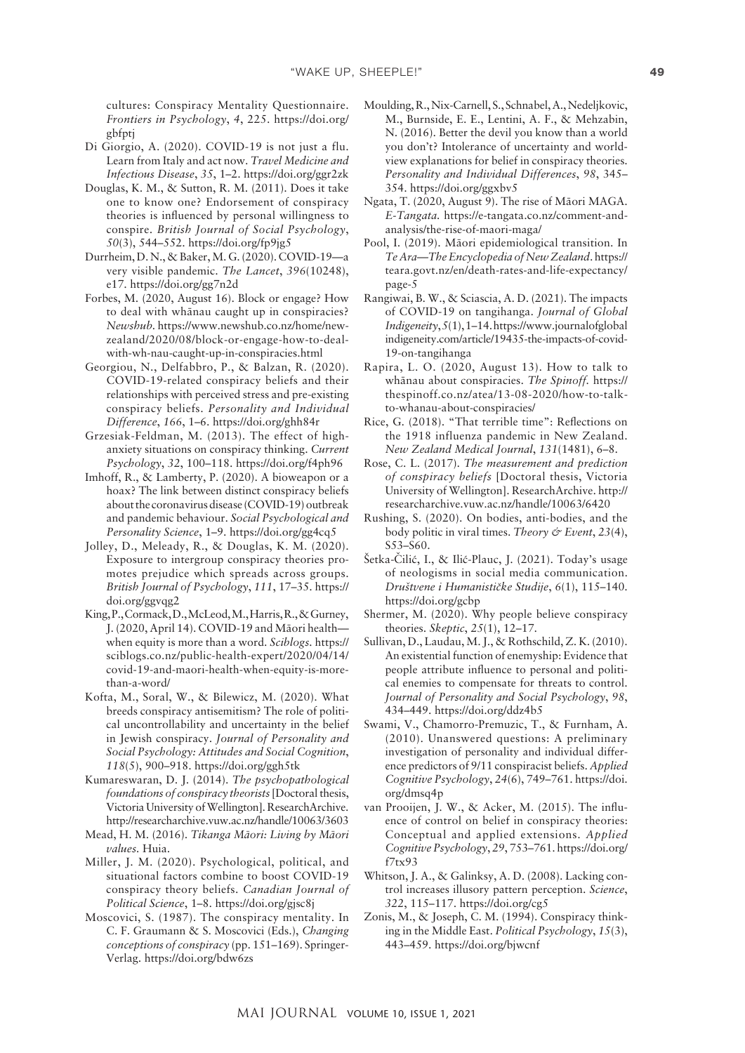cultures: Conspiracy Mentality Questionnaire. *Frontiers in Psychology*, *4*, 225. https://doi.org/gbfptj

Di Giorgio, A. (2020). COVID-19 is not just a flu. Learn from Italy and act now. *Travel Medicine and Infectious Disease*, *35*, 1–2. https://doi.org/ggr2zk

Douglas, K. M., & Sutton, R. M. (2011). Does it take one to know one? Endorsement of conspiracy theories is influenced by personal willingness to conspire. *British Journal of Social Psychology*, *50*(3), 544–552. https://doi.org/fp9jg5

Durrheim, D. N., & Baker, M. G. (2020). COVID-19—a very visible pandemic. *The Lancet*, *396*(10248), e17. https://doi.org/gg7n2d

Forbes, M. (2020, August 16). Block or engage? How to deal with whānau caught up in conspiracies? *Newshub*. https://www.newshub.co.nz/home/new-zealand/2020/08/block-or-engage-how-to-deal-with-wh-nau-caught-up-in-conspiracies.html

Georgiou, N., Delfabbro, P., & Balzan, R. (2020). COVID-19-related conspiracy beliefs and their relationships with perceived stress and pre-existing conspiracy beliefs. *Personality and Individual Difference*, *166*, 1–6. https://doi.org/ghh84r

Grzesiak-Feldman, M. (2013). The effect of high-anxiety situations on conspiracy thinking. *Current Psychology*, *32*, 100–118. https://doi.org/f4ph96

Imhoff, R., & Lamberty, P. (2020). A bioweapon or a hoax? The link between distinct conspiracy beliefs about the coronavirus disease (COVID-19) outbreak and pandemic behaviour. *Social Psychological and Personality Science*, 1–9. https://doi.org/gg4cq5

Jolley, D., Meleady, R., & Douglas, K. M. (2020). Exposure to intergroup conspiracy theories promotes prejudice which spreads across groups. *British Journal of Psychology*, *111*, 17–35. https://doi.org/ggvqg2

King, P., Cormack, D., McLeod, M., Harris, R., & Gurney, J. (2020, April 14). COVID-19 and Māori health—when equity is more than a word. *Sciblogs*. https://sciblogs.co.nz/public-health-expert/2020/04/14/covid-19-and-maori-health-when-equity-is-more-than-a-word/

Kofta, M., Soral, W., & Bilewicz, M. (2020). What breeds conspiracy antisemitism? The role of political uncontrollability and uncertainty in the belief in Jewish conspiracy. *Journal of Personality and Social Psychology: Attitudes and Social Cognition*, *118*(5), 900–918. https://doi.org/ggh5tk

Kumareswaran, D. J. (2014). *The psychopathological foundations of conspiracy theorists* [Doctoral thesis, Victoria University of Wellington]. ResearchArchive. http://researcharchive.vuw.ac.nz/handle/10063/3603

Mead, H. M. (2016). *Tikanga Māori: Living by Māori values*. Huia.

Miller, J. M. (2020). Psychological, political, and situational factors combine to boost COVID-19 conspiracy theory beliefs. *Canadian Journal of Political Science*, 1–8. https://doi.org/gjsc8j

Moscovici, S. (1987). The conspiracy mentality. In C. F. Graumann & S. Moscovici (Eds.), *Changing conceptions of conspiracy* (pp. 151–169). Springer-Verlag. https://doi.org/bdw6zs

Moulding, R., Nix-Carnell, S., Schnabel, A., Nedeljkovic, M., Burnside, E. E., Lentini, A. F., & Mehzabin, N. (2016). Better the devil you know than a world you don't? Intolerance of uncertainty and worldview explanations for belief in conspiracy theories. *Personality and Individual Differences*, *98*, 345–354. https://doi.org/ggxbv5

Ngata, T. (2020, August 9). The rise of Māori MAGA. *E-Tangata*. https://e-tangata.co.nz/comment-and-analysis/the-rise-of-maori-maga/

Pool, I. (2019). Māori epidemiological transition. In *Te Ara—The Encyclopedia of New Zealand*. https://teara.govt.nz/en/death-rates-and-life-expectancy/page-5

Rangiwai, B. W., & Sciascia, A. D. (2021). The impacts of COVID-19 on tangihanga. *Journal of Global Indigeneity*, *5*(1), 1–14. https://www.journalofglobalindigeneity.com/article/19435-the-impacts-of-covid-19-on-tangihanga

Rapira, L. O. (2020, August 13). How to talk to whānau about conspiracies. *The Spinoff*. https://thespinoff.co.nz/atea/13-08-2020/how-to-talk-to-whanau-about-conspiracies/

Rice, G. (2018). "That terrible time": Reflections on the 1918 influenza pandemic in New Zealand. *New Zealand Medical Journal*, *131*(1481), 6–8.

Rose, C. L. (2017). *The measurement and prediction of conspiracy beliefs* [Doctoral thesis, Victoria University of Wellington]. ResearchArchive. http://researcharchive.vuw.ac.nz/handle/10063/6420

Rushing, S. (2020). On bodies, anti-bodies, and the body politic in viral times. *Theory & Event*, *23*(4), S53–S60.

Šetka-Čilić, I., & Ilić-Plauc, J. (2021). Today's usage of neologisms in social media communication. *Društvene i Humanističke Studije*, *6*(1), 115–140. https://doi.org/gcbp

Shermer, M. (2020). Why people believe conspiracy theories. *Skeptic*, *25*(1), 12–17.

Sullivan, D., Laudau, M. J., & Rothschild, Z. K. (2010). An existential function of enemyship: Evidence that people attribute influence to personal and political enemies to compensate for threats to control. *Journal of Personality and Social Psychology*, *98*, 434–449. https://doi.org/ddz4b5

Swami, V., Chamorro-Premuzic, T., & Furnham, A. (2010). Unanswered questions: A preliminary investigation of personality and individual difference predictors of 9/11 conspiracist beliefs. *Applied Cognitive Psychology*, *24*(6), 749–761. https://doi.org/dmsq4p

van Prooijen, J. W., & Acker, M. (2015). The influence of control on belief in conspiracy theories: Conceptual and applied extensions. *Applied Cognitive Psychology*, *29*, 753–761. https://doi.org/f7tx93

Whitson, J. A., & Galinksy, A. D. (2008). Lacking control increases illusory pattern perception. *Science*, *322*, 115–117. https://doi.org/cg5

Zonis, M., & Joseph, C. M. (1994). Conspiracy thinking in the Middle East. *Political Psychology*, *15*(3), 443–459. https://doi.org/bjwcnf